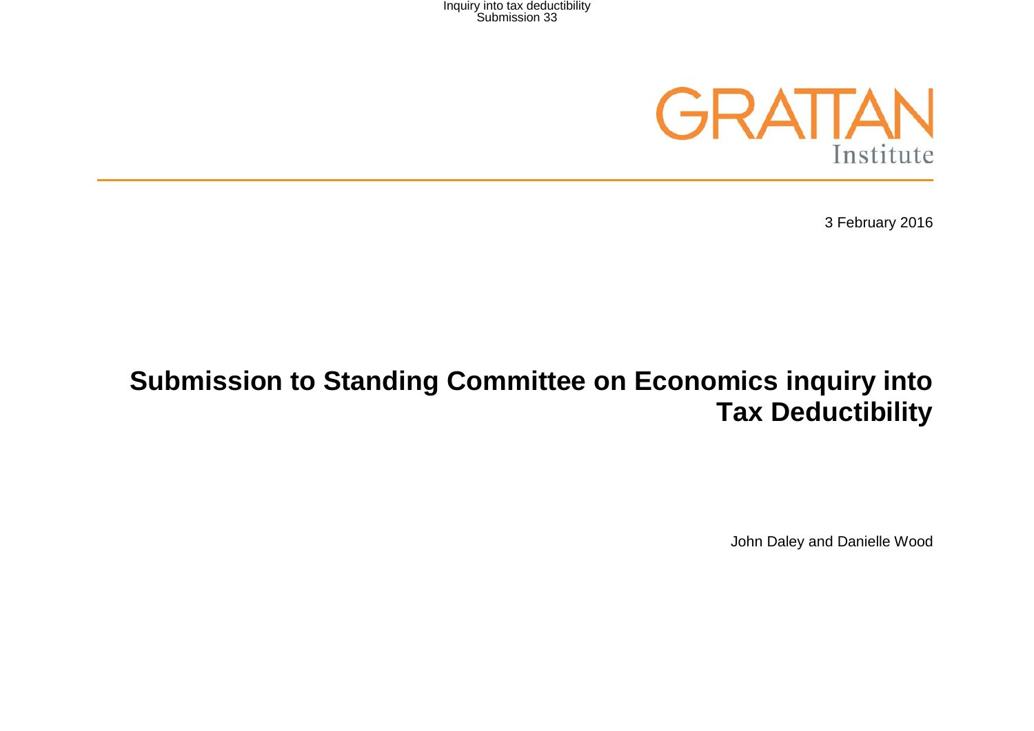GRATTAN Institute

3 February 2016

# Submission to Standing Committee on Economics inquiry into Tax Deductibility

John Daley and Danielle Wood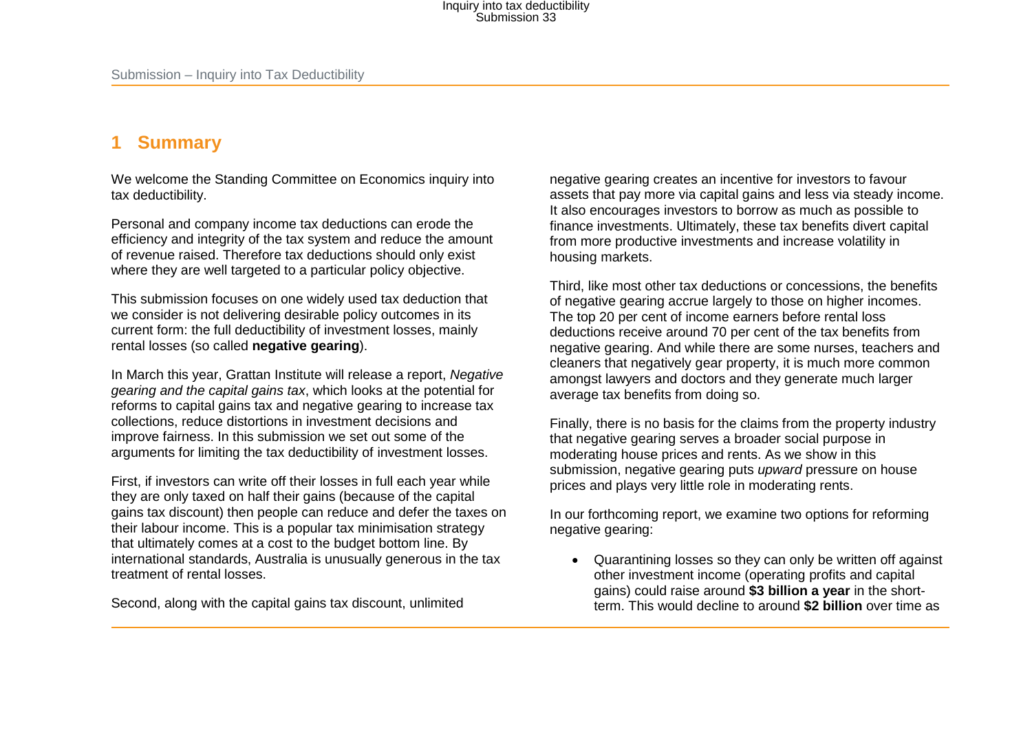## 1 Summary

We welcome the Standing Committee on Economics inquiry into tax deductibility.

Personal and company income tax deductions can erode the efficiency and integrity of the tax system and reduce the amount of revenue raised. Therefore tax deductions should only exist where they are well targeted to a particular policy objective.

This submission focuses on one widely used tax deduction that we consider is not delivering desirable policy outcomes in its current form: the full deductibility of investment losses, mainly rental losses (so called **negative gearing**).

In March this year, Grattan Institute will release a report, *Negative gearing and the capital gains tax*, which looks at the potential for reforms to capital gains tax and negative gearing to increase tax collections, reduce distortions in investment decisions and improve fairness. In this submission we set out some of the arguments for limiting the tax deductibility of investment losses.

First, if investors can write off their losses in full each year while they are only taxed on half their gains (because of the capital gains tax discount) then people can reduce and defer the taxes on their labour income. This is a popular tax minimisation strategy that ultimately comes at a cost to the budget bottom line. By international standards, Australia is unusually generous in the tax treatment of rental losses.

Second, along with the capital gains tax discount, unlimited negative gearing creates an incentive for investors to favour assets that pay more via capital gains and less via steady income. It also encourages investors to borrow as much as possible to finance investments. Ultimately, these tax benefits divert capital from more productive investments and increase volatility in housing markets.

Third, like most other tax deductions or concessions, the benefits of negative gearing accrue largely to those on higher incomes. The top 20 per cent of income earners before rental loss deductions receive around 70 per cent of the tax benefits from negative gearing. And while there are some nurses, teachers and cleaners that negatively gear property, it is much more common amongst lawyers and doctors and they generate much larger average tax benefits from doing so.

Finally, there is no basis for the claims from the property industry that negative gearing serves a broader social purpose in moderating house prices and rents. As we show in this submission, negative gearing puts *upward* pressure on house prices and plays very little role in moderating rents.

In our forthcoming report, we examine two options for reforming negative gearing:

- Quarantining losses so they can only be written off against other investment income (operating profits and capital gains) could raise around **$3 billion a year** in the short-term. This would decline to around **$2 billion** over time as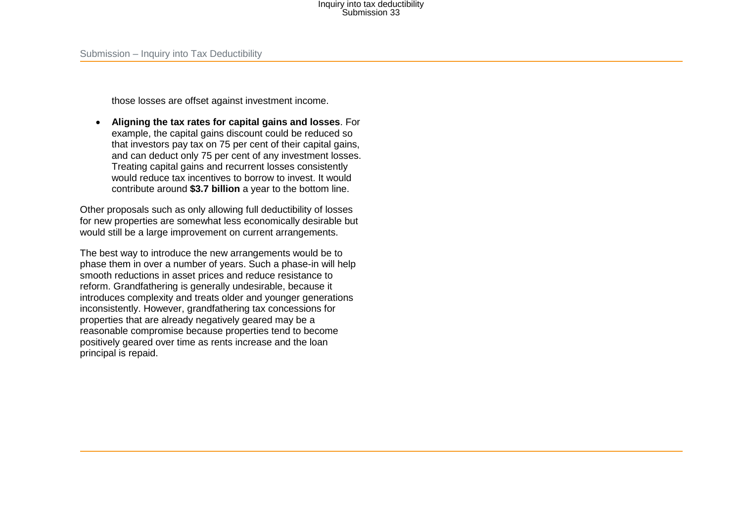those losses are offset against investment income.

- **Aligning the tax rates for capital gains and losses**. For example, the capital gains discount could be reduced so that investors pay tax on 75 per cent of their capital gains, and can deduct only 75 per cent of any investment losses. Treating capital gains and recurrent losses consistently would reduce tax incentives to borrow to invest. It would contribute around **$3.7 billion** a year to the bottom line.

Other proposals such as only allowing full deductibility of losses for new properties are somewhat less economically desirable but would still be a large improvement on current arrangements.

The best way to introduce the new arrangements would be to phase them in over a number of years. Such a phase-in will help smooth reductions in asset prices and reduce resistance to reform. Grandfathering is generally undesirable, because it introduces complexity and treats older and younger generations inconsistently. However, grandfathering tax concessions for properties that are already negatively geared may be a reasonable compromise because properties tend to become positively geared over time as rents increase and the loan principal is repaid.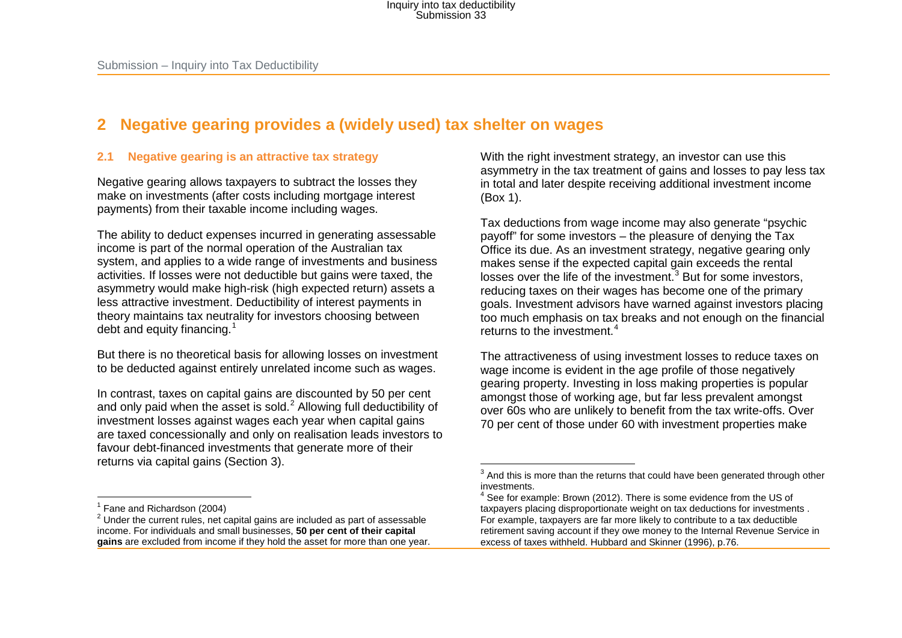## 2 Negative gearing provides a (widely used) tax shelter on wages

### 2.1 Negative gearing is an attractive tax strategy

Negative gearing allows taxpayers to subtract the losses they make on investments (after costs including mortgage interest payments) from their taxable income including wages.

The ability to deduct expenses incurred in generating assessable income is part of the normal operation of the Australian tax system, and applies to a wide range of investments and business activities. If losses were not deductible but gains were taxed, the asymmetry would make high-risk (high expected return) assets a less attractive investment. Deductibility of interest payments in theory maintains tax neutrality for investors choosing between debt and equity financing.[1]

But there is no theoretical basis for allowing losses on investment to be deducted against entirely unrelated income such as wages.

In contrast, taxes on capital gains are discounted by 50 per cent and only paid when the asset is sold.[2] Allowing full deductibility of investment losses against wages each year when capital gains are taxed concessionally and only on realisation leads investors to favour debt-financed investments that generate more of their returns via capital gains (Section 3).

With the right investment strategy, an investor can use this asymmetry in the tax treatment of gains and losses to pay less tax in total and later despite receiving additional investment income (Box 1).

Tax deductions from wage income may also generate "psychic payoff" for some investors – the pleasure of denying the Tax Office its due. As an investment strategy, negative gearing only makes sense if the expected capital gain exceeds the rental losses over the life of the investment.[3] But for some investors, reducing taxes on their wages has become one of the primary goals. Investment advisors have warned against investors placing too much emphasis on tax breaks and not enough on the financial returns to the investment.[4]

The attractiveness of using investment losses to reduce taxes on wage income is evident in the age profile of those negatively gearing property. Investing in loss making properties is popular amongst those of working age, but far less prevalent amongst over 60s who are unlikely to benefit from the tax write-offs. Over 70 per cent of those under 60 with investment properties make

---

[1] Fane and Richardson (2004)

[2] Under the current rules, net capital gains are included as part of assessable income. For individuals and small businesses, **50 per cent of their capital gains** are excluded from income if they hold the asset for more than one year.

[3] And this is more than the returns that could have been generated through other investments.

[4] See for example: Brown (2012). There is some evidence from the US of taxpayers placing disproportionate weight on tax deductions for investments . For example, taxpayers are far more likely to contribute to a tax deductible retirement saving account if they owe money to the Internal Revenue Service in excess of taxes withheld. Hubbard and Skinner (1996), p.76.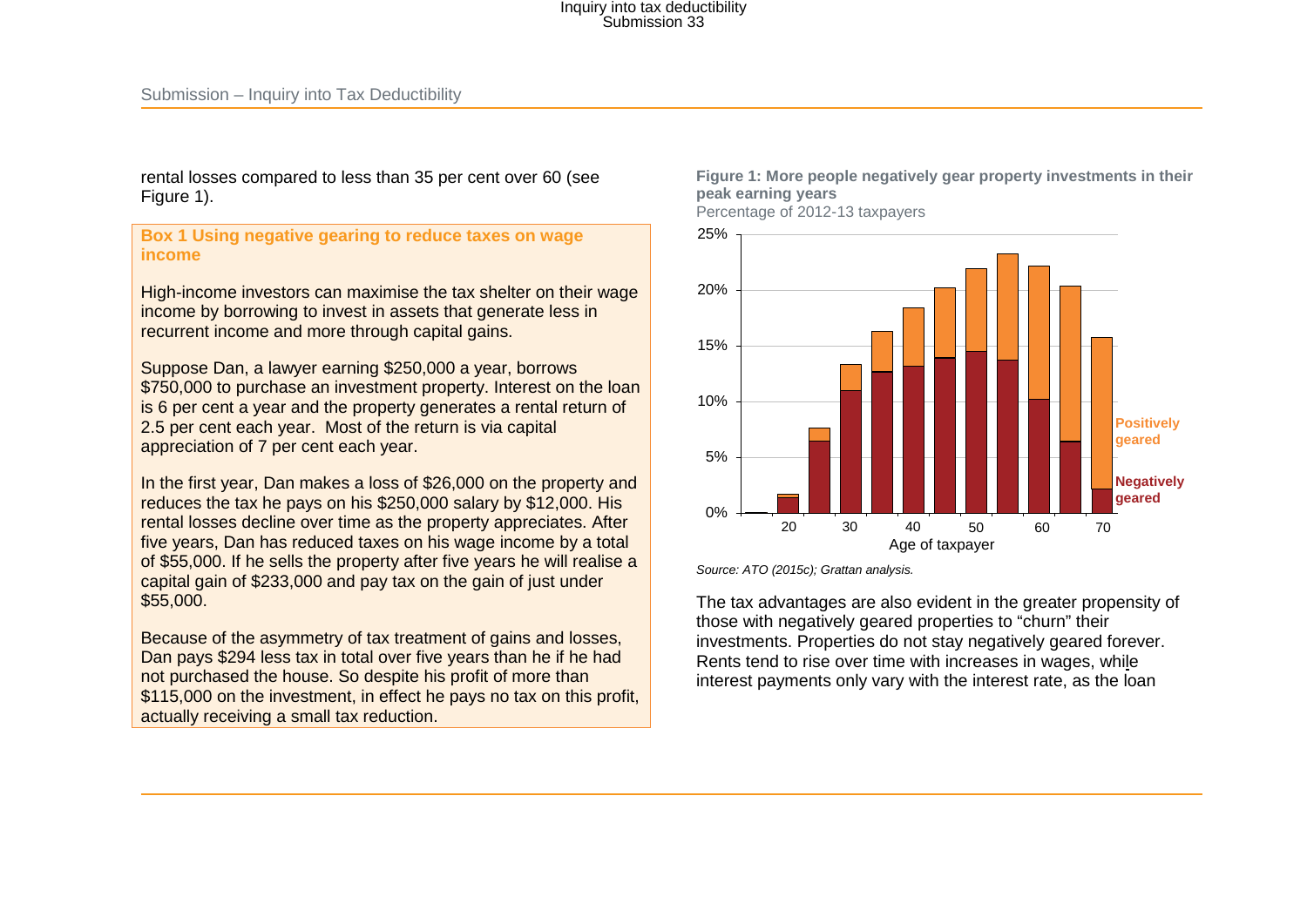rental losses compared to less than 35 per cent over 60 (see Figure 1).

**Box 1 Using negative gearing to reduce taxes on wage income**

High-income investors can maximise the tax shelter on their wage income by borrowing to invest in assets that generate less in recurrent income and more through capital gains.

Suppose Dan, a lawyer earning $250,000 a year, borrows $750,000 to purchase an investment property. Interest on the loan is 6 per cent a year and the property generates a rental return of 2.5 per cent each year. Most of the return is via capital appreciation of 7 per cent each year.

In the first year, Dan makes a loss of $26,000 on the property and reduces the tax he pays on his $250,000 salary by $12,000. His rental losses decline over time as the property appreciates. After five years, Dan has reduced taxes on his wage income by a total of $55,000. If he sells the property after five years he will realise a capital gain of $233,000 and pay tax on the gain of just under $55,000.

Because of the asymmetry of tax treatment of gains and losses, Dan pays $294 less tax in total over five years than he if he had not purchased the house. So despite his profit of more than $115,000 on the investment, in effect he pays no tax on this profit, actually receiving a small tax reduction.

**Figure 1: More people negatively gear property investments in their peak earning years**

Percentage of 2012-13 taxpayers

*Source: ATO (2015c); Grattan analysis.*

The tax advantages are also evident in the greater propensity of those with negatively geared properties to "churn" their investments. Properties do not stay negatively geared forever. Rents tend to rise over time with increases in wages, while interest payments only vary with the interest rate, as the loan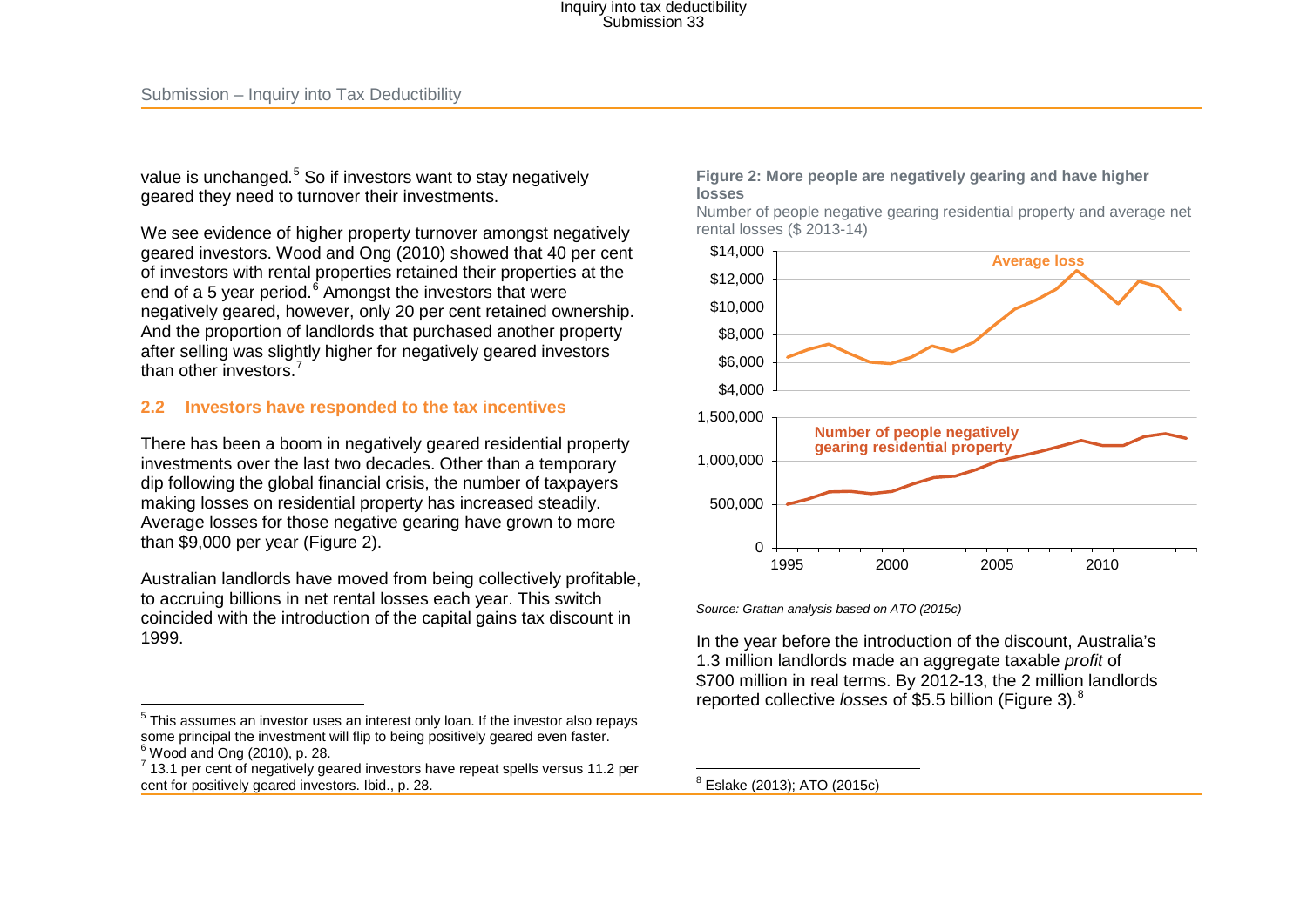value is unchanged.[5] So if investors want to stay negatively geared they need to turnover their investments.

We see evidence of higher property turnover amongst negatively geared investors. Wood and Ong (2010) showed that 40 per cent of investors with rental properties retained their properties at the end of a 5 year period.[6] Amongst the investors that were negatively geared, however, only 20 per cent retained ownership. And the proportion of landlords that purchased another property after selling was slightly higher for negatively geared investors than other investors.[7]

### 2.2 Investors have responded to the tax incentives

There has been a boom in negatively geared residential property investments over the last two decades. Other than a temporary dip following the global financial crisis, the number of taxpayers making losses on residential property has increased steadily. Average losses for those negative gearing have grown to more than $9,000 per year (Figure 2).

Australian landlords have moved from being collectively profitable, to accruing billions in net rental losses each year. This switch coincided with the introduction of the capital gains tax discount in 1999.

**Figure 2: More people are negatively gearing and have higher losses**

Number of people negative gearing residential property and average net rental losses ($ 2013-14)

*Source: Grattan analysis based on ATO (2015c)*

In the year before the introduction of the discount, Australia's 1.3 million landlords made an aggregate taxable *profit* of $700 million in real terms. By 2012-13, the 2 million landlords reported collective *losses* of $5.5 billion (Figure 3).[8]

---

[5] This assumes an investor uses an interest only loan. If the investor also repays some principal the investment will flip to being positively geared even faster.

[6] Wood and Ong (2010), p. 28.

[7] 13.1 per cent of negatively geared investors have repeat spells versus 11.2 per cent for positively geared investors. Ibid., p. 28.

[8] Eslake (2013); ATO (2015c)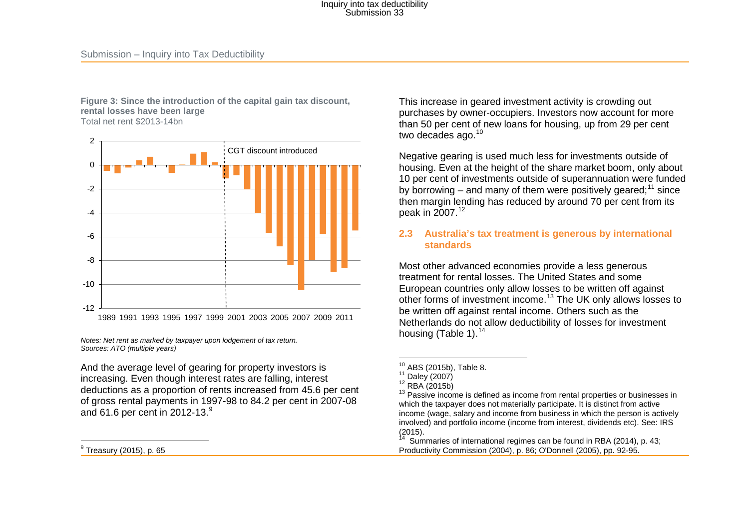**Figure 3: Since the introduction of the capital gain tax discount, rental losses have been large**
Total net rent $2013-14bn

*Notes: Net rent as marked by taxpayer upon lodgement of tax return.*
*Sources: ATO (multiple years)*

And the average level of gearing for property investors is increasing. Even though interest rates are falling, interest deductions as a proportion of rents increased from 45.6 per cent of gross rental payments in 1997-98 to 84.2 per cent in 2007-08 and 61.6 per cent in 2012-13.[9]

This increase in geared investment activity is crowding out purchases by owner-occupiers. Investors now account for more than 50 per cent of new loans for housing, up from 29 per cent two decades ago.[10]

Negative gearing is used much less for investments outside of housing. Even at the height of the share market boom, only about 10 per cent of investments outside of superannuation were funded by borrowing – and many of them were positively geared;[11] since then margin lending has reduced by around 70 per cent from its peak in 2007.[12]

## 2.3 Australia's tax treatment is generous by international standards

Most other advanced economies provide a less generous treatment for rental losses. The United States and some European countries only allow losses to be written off against other forms of investment income.[13] The UK only allows losses to be written off against rental income. Others such as the Netherlands do not allow deductibility of losses for investment housing (Table 1).[14]

---

[9] Treasury (2015), p. 65

[10] ABS (2015b), Table 8.

[11] Daley (2007)

[12] RBA (2015b)

[13] Passive income is defined as income from rental properties or businesses in which the taxpayer does not materially participate. It is distinct from active income (wage, salary and income from business in which the person is actively involved) and portfolio income (income from interest, dividends etc). See: IRS (2015).

[14] Summaries of international regimes can be found in RBA (2014), p. 43; Productivity Commission (2004), p. 86; O'Donnell (2005), pp. 92-95.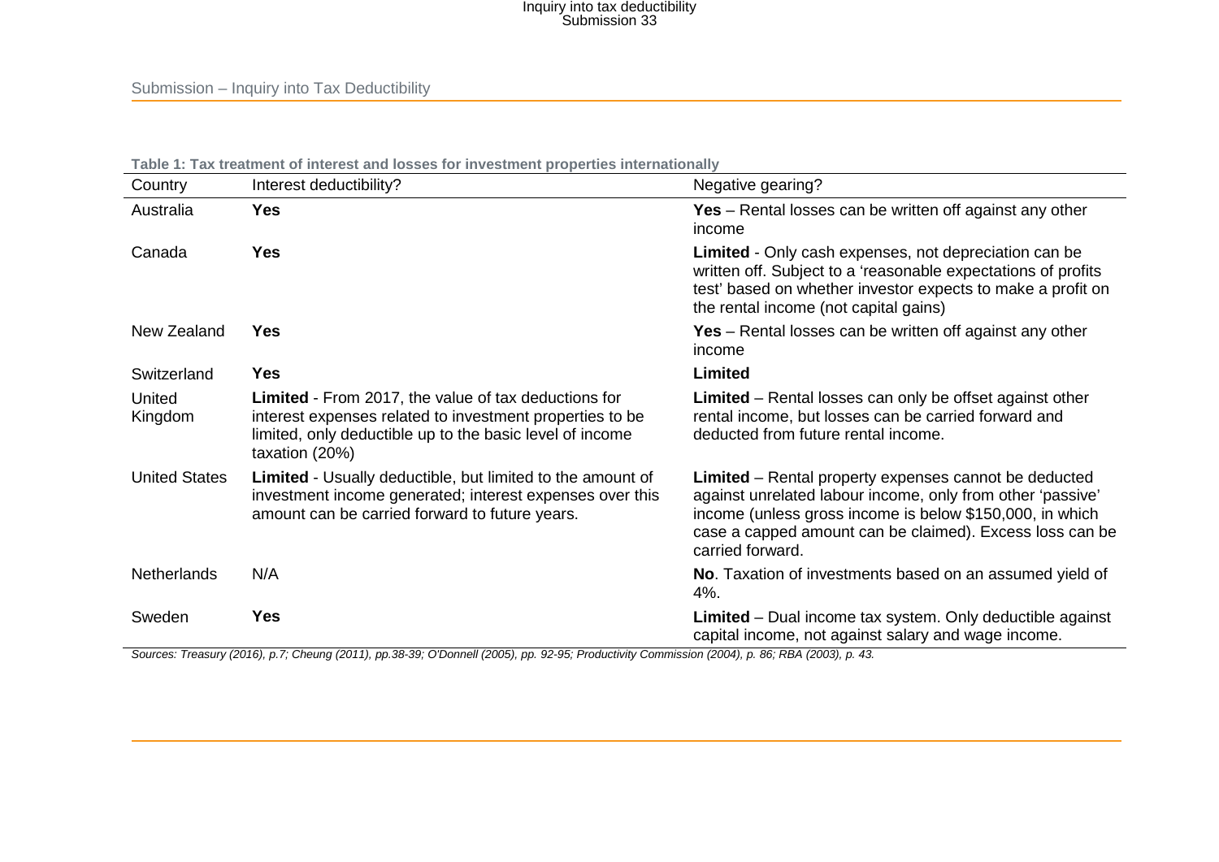**Table 1: Tax treatment of interest and losses for investment properties internationally**

| Country | Interest deductibility? | Negative gearing? |
|---|---|---|
| Australia | **Yes** | **Yes** – Rental losses can be written off against any other income |
| Canada | **Yes** | **Limited** - Only cash expenses, not depreciation can be written off. Subject to a 'reasonable expectations of profits test' based on whether investor expects to make a profit on the rental income (not capital gains) |
| New Zealand | **Yes** | **Yes** – Rental losses can be written off against any other income |
| Switzerland | **Yes** | **Limited** |
| United Kingdom | **Limited** - From 2017, the value of tax deductions for interest expenses related to investment properties to be limited, only deductible up to the basic level of income taxation (20%) | **Limited** – Rental losses can only be offset against other rental income, but losses can be carried forward and deducted from future rental income. |
| United States | **Limited** - Usually deductible, but limited to the amount of investment income generated; interest expenses over this amount can be carried forward to future years. | **Limited** – Rental property expenses cannot be deducted against unrelated labour income, only from other 'passive' income (unless gross income is below $150,000, in which case a capped amount can be claimed). Excess loss can be carried forward. |
| Netherlands | N/A | **No**. Taxation of investments based on an assumed yield of 4%. |
| Sweden | **Yes** | **Limited** – Dual income tax system. Only deductible against capital income, not against salary and wage income. |

*Sources: Treasury (2016), p.7; Cheung (2011), pp.38-39; O'Donnell (2005), pp. 92-95; Productivity Commission (2004), p. 86; RBA (2003), p. 43.*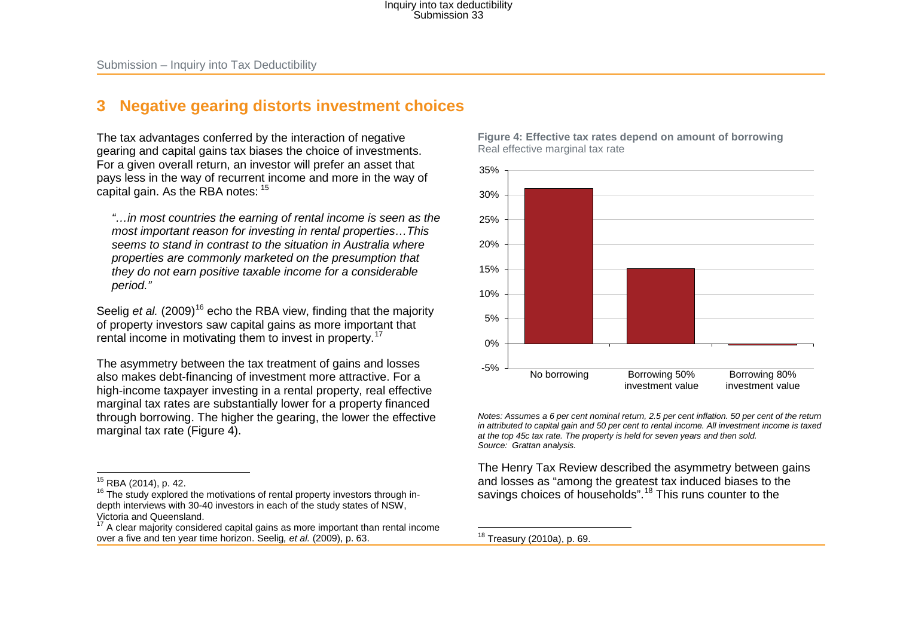## 3 Negative gearing distorts investment choices

The tax advantages conferred by the interaction of negative gearing and capital gains tax biases the choice of investments. For a given overall return, an investor will prefer an asset that pays less in the way of recurrent income and more in the way of capital gain. As the RBA notes: [15]

> *"…in most countries the earning of rental income is seen as the most important reason for investing in rental properties…This seems to stand in contrast to the situation in Australia where properties are commonly marketed on the presumption that they do not earn positive taxable income for a considerable period."*

Seelig *et al.* (2009)[16] echo the RBA view, finding that the majority of property investors saw capital gains as more important that rental income in motivating them to invest in property.[17]

The asymmetry between the tax treatment of gains and losses also makes debt-financing of investment more attractive. For a high-income taxpayer investing in a rental property, real effective marginal tax rates are substantially lower for a property financed through borrowing. The higher the gearing, the lower the effective marginal tax rate (Figure 4).

**Figure 4: Effective tax rates depend on amount of borrowing**
Real effective marginal tax rate

*Notes: Assumes a 6 per cent nominal return, 2.5 per cent inflation. 50 per cent of the return in attributed to capital gain and 50 per cent to rental income. All investment income is taxed at the top 45c tax rate. The property is held for seven years and then sold.*
*Source: Grattan analysis.*

The Henry Tax Review described the asymmetry between gains and losses as "among the greatest tax induced biases to the savings choices of households".[18] This runs counter to the

---

[15] RBA (2014), p. 42.

[16] The study explored the motivations of rental property investors through in-depth interviews with 30-40 investors in each of the study states of NSW, Victoria and Queensland.

[17] A clear majority considered capital gains as more important than rental income over a five and ten year time horizon. Seelig, *et al.* (2009), p. 63.

[18] Treasury (2010a), p. 69.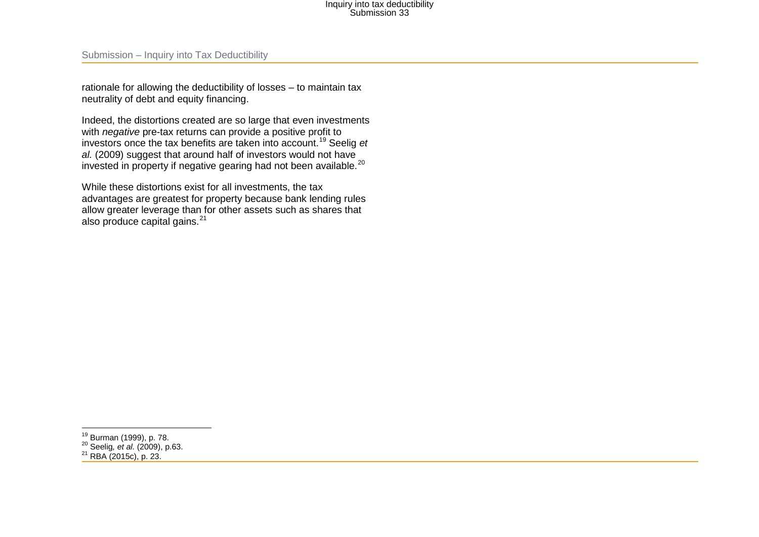rationale for allowing the deductibility of losses – to maintain tax neutrality of debt and equity financing.

Indeed, the distortions created are so large that even investments with *negative* pre-tax returns can provide a positive profit to investors once the tax benefits are taken into account.[19] Seelig *et al.* (2009) suggest that around half of investors would not have invested in property if negative gearing had not been available.[20]

While these distortions exist for all investments, the tax advantages are greatest for property because bank lending rules allow greater leverage than for other assets such as shares that also produce capital gains.[21]

---

[19] Burman (1999), p. 78.
[20] Seelig, *et al.* (2009), p.63.
[21] RBA (2015c), p. 23.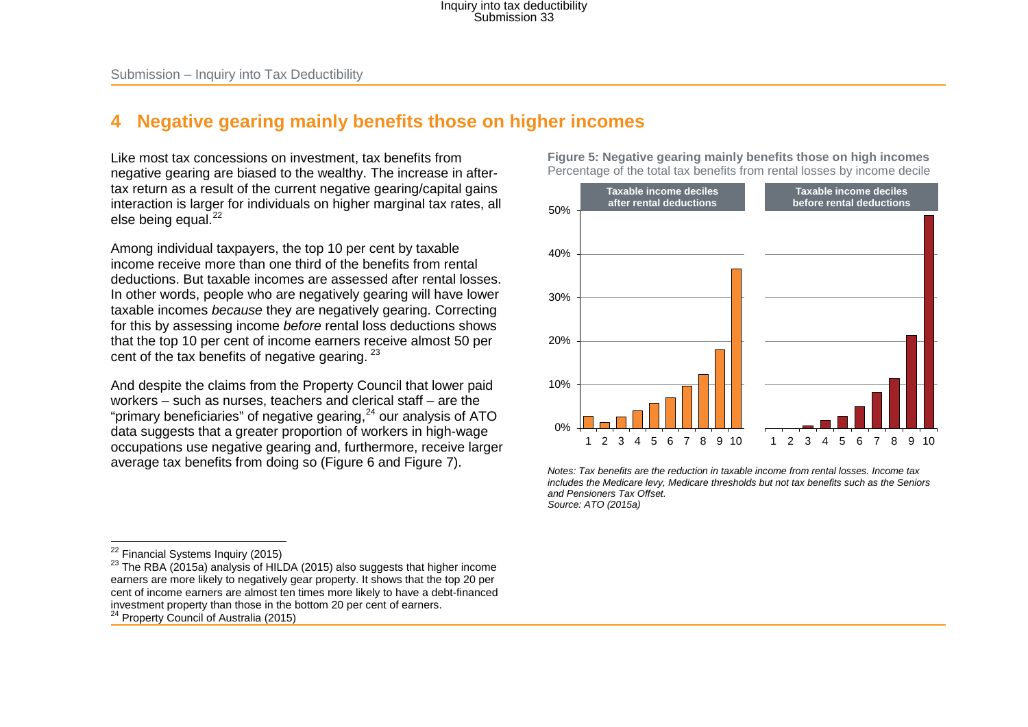## 4 Negative gearing mainly benefits those on higher incomes

Like most tax concessions on investment, tax benefits from negative gearing are biased to the wealthy. The increase in after-tax return as a result of the current negative gearing/capital gains interaction is larger for individuals on higher marginal tax rates, all else being equal.[22]

Among individual taxpayers, the top 10 per cent by taxable income receive more than one third of the benefits from rental deductions. But taxable incomes are assessed after rental losses. In other words, people who are negatively gearing will have lower taxable incomes *because* they are negatively gearing. Correcting for this by assessing income *before* rental loss deductions shows that the top 10 per cent of income earners receive almost 50 per cent of the tax benefits of negative gearing.[23]

And despite the claims from the Property Council that lower paid workers – such as nurses, teachers and clerical staff – are the "primary beneficiaries" of negative gearing,[24] our analysis of ATO data suggests that a greater proportion of workers in high-wage occupations use negative gearing and, furthermore, receive larger average tax benefits from doing so (Figure 6 and Figure 7).

**Figure 5: Negative gearing mainly benefits those on high incomes**
Percentage of the total tax benefits from rental losses by income decile

*Notes: Tax benefits are the reduction in taxable income from rental losses. Income tax includes the Medicare levy, Medicare thresholds but not tax benefits such as the Seniors and Pensioners Tax Offset.*
*Source: ATO (2015a)*

---

[22] Financial Systems Inquiry (2015)

[23] The RBA (2015a) analysis of HILDA (2015) also suggests that higher income earners are more likely to negatively gear property. It shows that the top 20 per cent of income earners are almost ten times more likely to have a debt-financed investment property than those in the bottom 20 per cent of earners.

[24] Property Council of Australia (2015)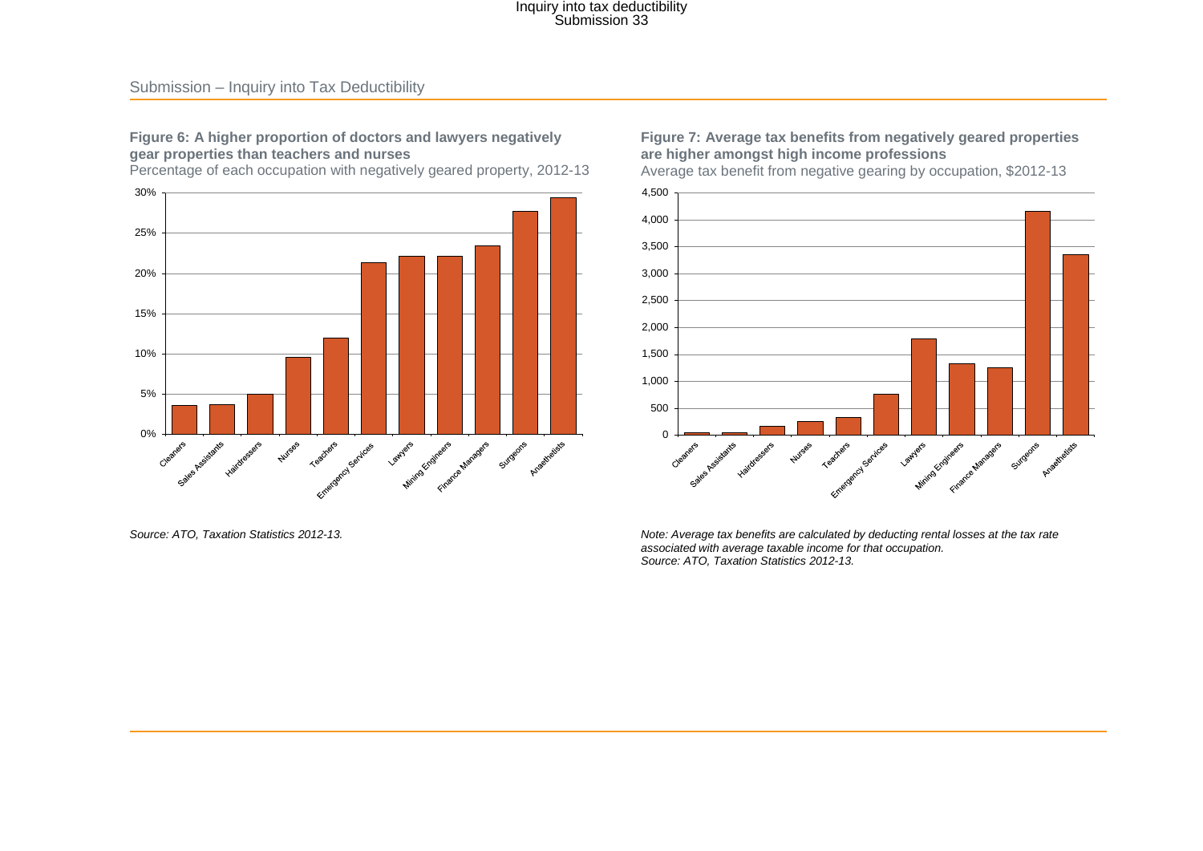**Figure 6: A higher proportion of doctors and lawyers negatively gear properties than teachers and nurses**

Percentage of each occupation with negatively geared property, 2012-13

*Source: ATO, Taxation Statistics 2012-13.*

**Figure 7: Average tax benefits from negatively geared properties are higher amongst high income professions**

Average tax benefit from negative gearing by occupation, $2012-13

*Note: Average tax benefits are calculated by deducting rental losses at the tax rate associated with average taxable income for that occupation.*
*Source: ATO, Taxation Statistics 2012-13.*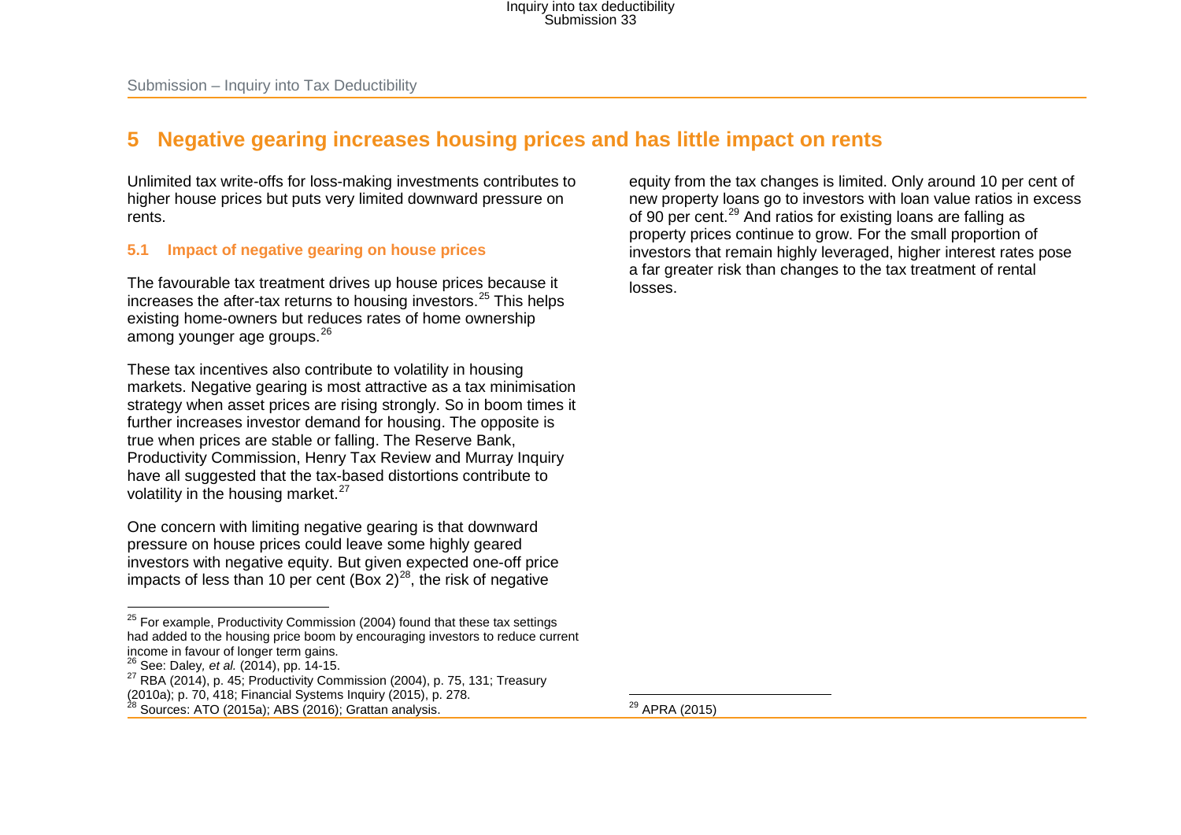## 5 Negative gearing increases housing prices and has little impact on rents

Unlimited tax write-offs for loss-making investments contributes to higher house prices but puts very limited downward pressure on rents.

### 5.1 Impact of negative gearing on house prices

The favourable tax treatment drives up house prices because it increases the after-tax returns to housing investors.[25] This helps existing home-owners but reduces rates of home ownership among younger age groups.[26]

These tax incentives also contribute to volatility in housing markets. Negative gearing is most attractive as a tax minimisation strategy when asset prices are rising strongly. So in boom times it further increases investor demand for housing. The opposite is true when prices are stable or falling. The Reserve Bank, Productivity Commission, Henry Tax Review and Murray Inquiry have all suggested that the tax-based distortions contribute to volatility in the housing market.[27]

One concern with limiting negative gearing is that downward pressure on house prices could leave some highly geared investors with negative equity. But given expected one-off price impacts of less than 10 per cent (Box 2)[28], the risk of negative equity from the tax changes is limited. Only around 10 per cent of new property loans go to investors with loan value ratios in excess of 90 per cent.[29] And ratios for existing loans are falling as property prices continue to grow. For the small proportion of investors that remain highly leveraged, higher interest rates pose a far greater risk than changes to the tax treatment of rental losses.

---

[25] For example, Productivity Commission (2004) found that these tax settings had added to the housing price boom by encouraging investors to reduce current income in favour of longer term gains.

[26] See: Daley, *et al.* (2014), pp. 14-15.

[27] RBA (2014), p. 45; Productivity Commission (2004), p. 75, 131; Treasury (2010a); p. 70, 418; Financial Systems Inquiry (2015), p. 278.

[28] Sources: ATO (2015a); ABS (2016); Grattan analysis.

[29] APRA (2015)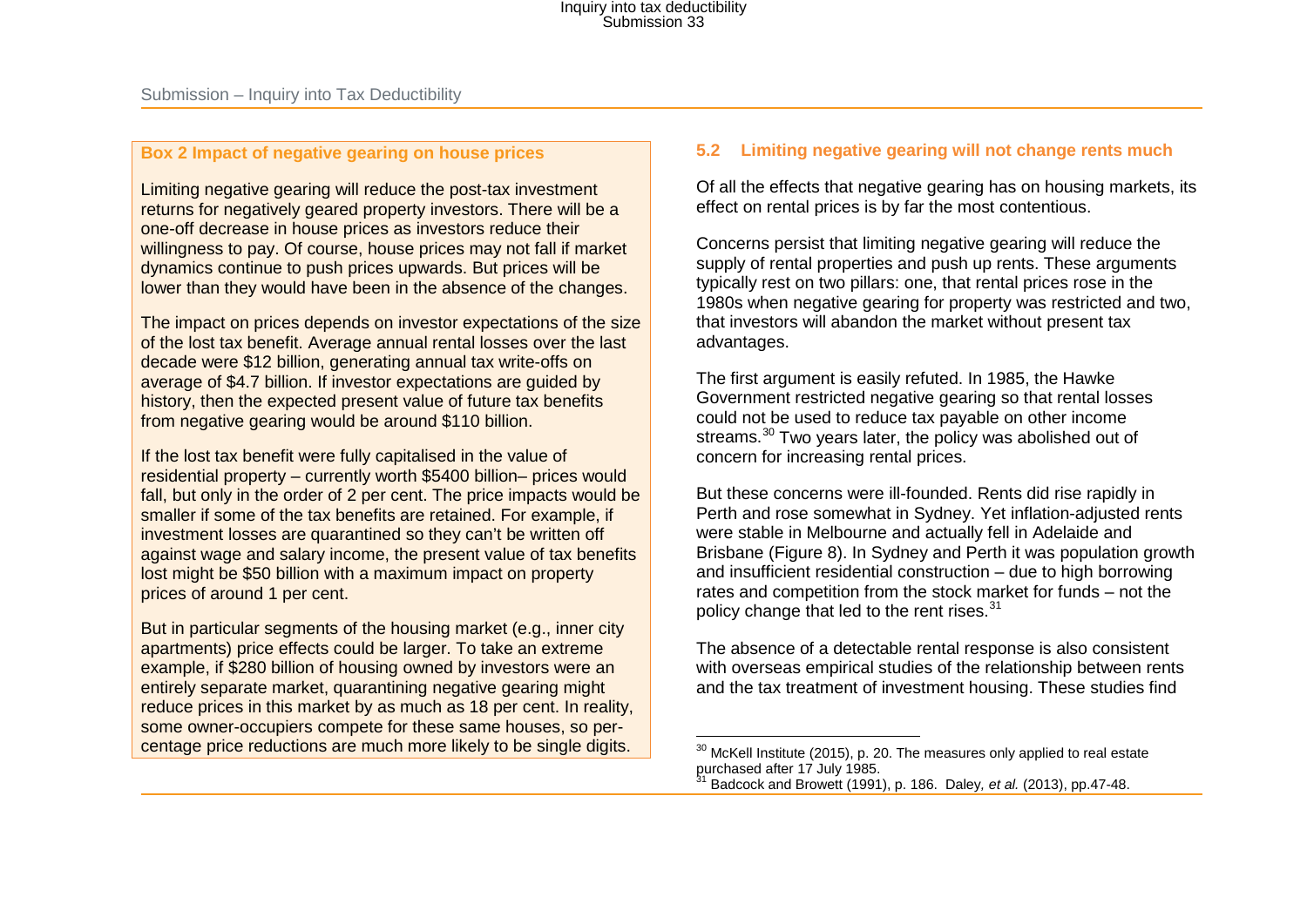**Box 2 Impact of negative gearing on house prices**

Limiting negative gearing will reduce the post-tax investment returns for negatively geared property investors. There will be a one-off decrease in house prices as investors reduce their willingness to pay. Of course, house prices may not fall if market dynamics continue to push prices upwards. But prices will be lower than they would have been in the absence of the changes.

The impact on prices depends on investor expectations of the size of the lost tax benefit. Average annual rental losses over the last decade were $12 billion, generating annual tax write-offs on average of $4.7 billion. If investor expectations are guided by history, then the expected present value of future tax benefits from negative gearing would be around $110 billion.

If the lost tax benefit were fully capitalised in the value of residential property – currently worth $5400 billion– prices would fall, but only in the order of 2 per cent. The price impacts would be smaller if some of the tax benefits are retained. For example, if investment losses are quarantined so they can't be written off against wage and salary income, the present value of tax benefits lost might be $50 billion with a maximum impact on property prices of around 1 per cent.

But in particular segments of the housing market (e.g., inner city apartments) price effects could be larger. To take an extreme example, if $280 billion of housing owned by investors were an entirely separate market, quarantining negative gearing might reduce prices in this market by as much as 18 per cent. In reality, some owner-occupiers compete for these same houses, so percentage price reductions are much more likely to be single digits.

## 5.2 Limiting negative gearing will not change rents much

Of all the effects that negative gearing has on housing markets, its effect on rental prices is by far the most contentious.

Concerns persist that limiting negative gearing will reduce the supply of rental properties and push up rents. These arguments typically rest on two pillars: one, that rental prices rose in the 1980s when negative gearing for property was restricted and two, that investors will abandon the market without present tax advantages.

The first argument is easily refuted. In 1985, the Hawke Government restricted negative gearing so that rental losses could not be used to reduce tax payable on other income streams.[30] Two years later, the policy was abolished out of concern for increasing rental prices.

But these concerns were ill-founded. Rents did rise rapidly in Perth and rose somewhat in Sydney. Yet inflation-adjusted rents were stable in Melbourne and actually fell in Adelaide and Brisbane (Figure 8). In Sydney and Perth it was population growth and insufficient residential construction – due to high borrowing rates and competition from the stock market for funds – not the policy change that led to the rent rises.[31]

The absence of a detectable rental response is also consistent with overseas empirical studies of the relationship between rents and the tax treatment of investment housing. These studies find

[30] McKell Institute (2015), p. 20. The measures only applied to real estate purchased after 17 July 1985.

[31] Badcock and Browett (1991), p. 186. Daley, *et al.* (2013), pp.47-48.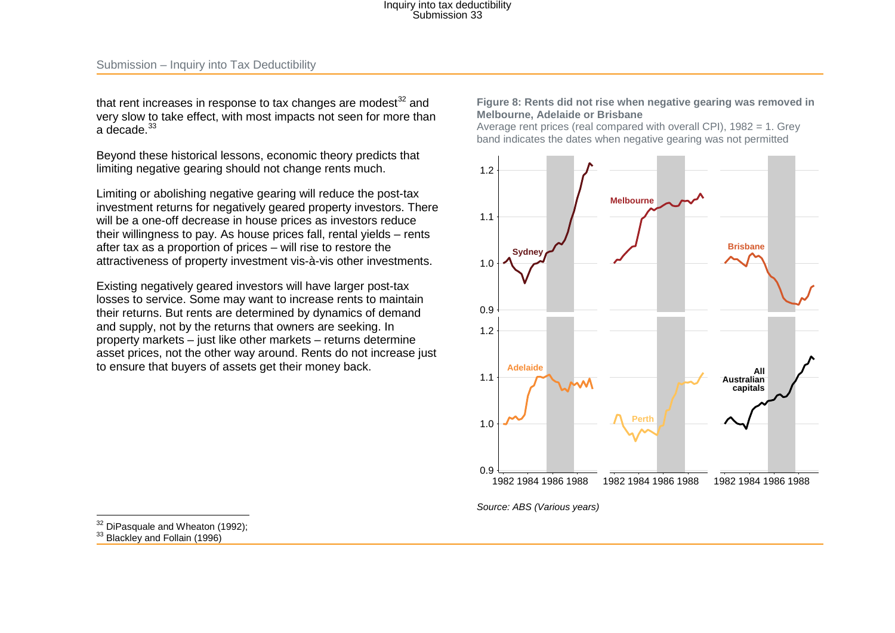that rent increases in response to tax changes are modest[32] and very slow to take effect, with most impacts not seen for more than a decade.[33]

Beyond these historical lessons, economic theory predicts that limiting negative gearing should not change rents much.

Limiting or abolishing negative gearing will reduce the post-tax investment returns for negatively geared property investors. There will be a one-off decrease in house prices as investors reduce their willingness to pay. As house prices fall, rental yields – rents after tax as a proportion of prices – will rise to restore the attractiveness of property investment vis-à-vis other investments.

Existing negatively geared investors will have larger post-tax losses to service. Some may want to increase rents to maintain their returns. But rents are determined by dynamics of demand and supply, not by the returns that owners are seeking. In property markets – just like other markets – returns determine asset prices, not the other way around. Rents do not increase just to ensure that buyers of assets get their money back.

**Figure 8: Rents did not rise when negative gearing was removed in Melbourne, Adelaide or Brisbane**

Average rent prices (real compared with overall CPI), 1982 = 1. Grey band indicates the dates when negative gearing was not permitted

*Source: ABS (Various years)*

[32] DiPasquale and Wheaton (1992);

[33] Blackley and Follain (1996)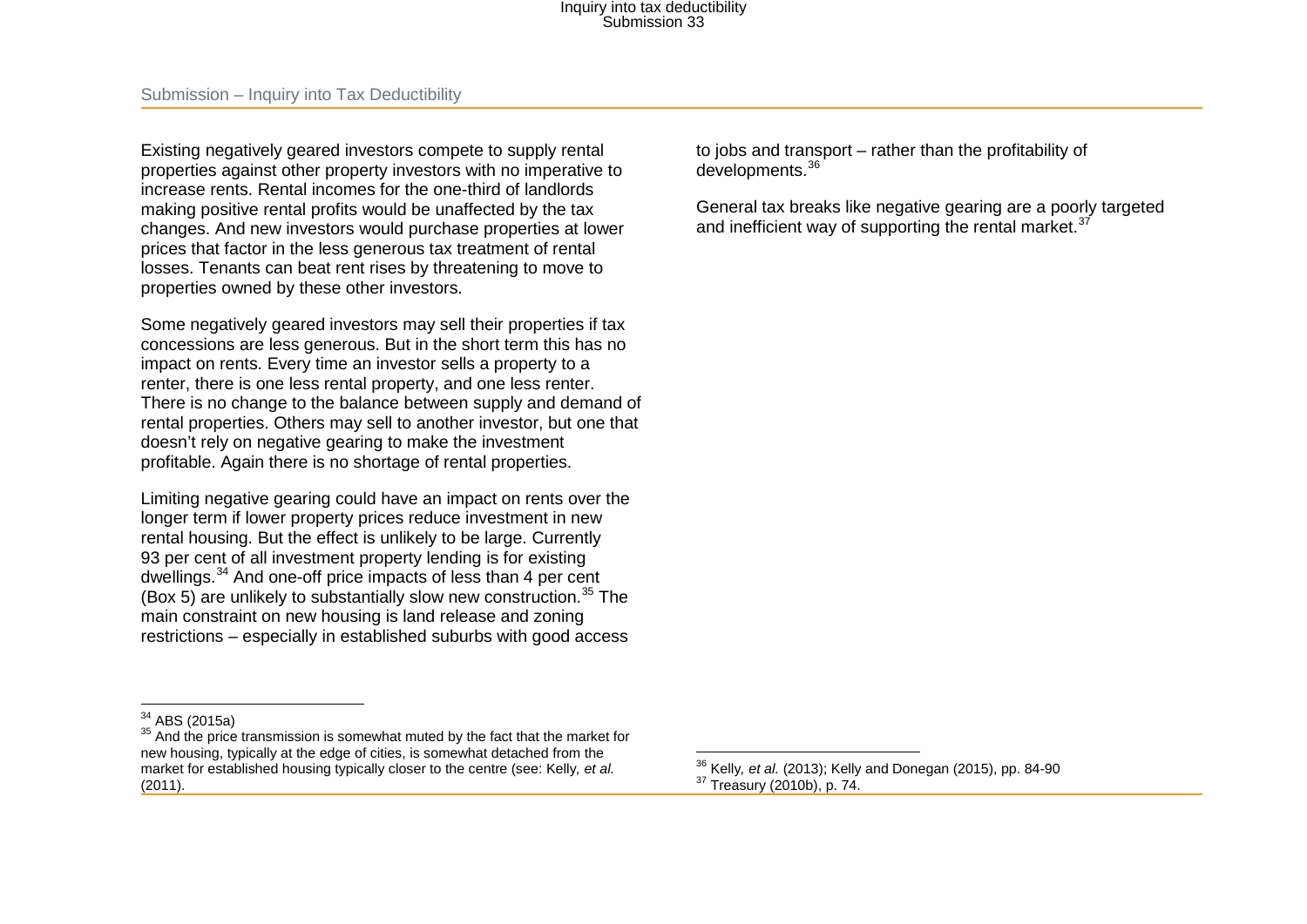Existing negatively geared investors compete to supply rental properties against other property investors with no imperative to increase rents. Rental incomes for the one-third of landlords making positive rental profits would be unaffected by the tax changes. And new investors would purchase properties at lower prices that factor in the less generous tax treatment of rental losses. Tenants can beat rent rises by threatening to move to properties owned by these other investors.

Some negatively geared investors may sell their properties if tax concessions are less generous. But in the short term this has no impact on rents. Every time an investor sells a property to a renter, there is one less rental property, and one less renter. There is no change to the balance between supply and demand of rental properties. Others may sell to another investor, but one that doesn't rely on negative gearing to make the investment profitable. Again there is no shortage of rental properties.

Limiting negative gearing could have an impact on rents over the longer term if lower property prices reduce investment in new rental housing. But the effect is unlikely to be large. Currently 93 per cent of all investment property lending is for existing dwellings.[34] And one-off price impacts of less than 4 per cent (Box 5) are unlikely to substantially slow new construction.[35] The main constraint on new housing is land release and zoning restrictions – especially in established suburbs with good access to jobs and transport – rather than the profitability of developments.[36]

General tax breaks like negative gearing are a poorly targeted and inefficient way of supporting the rental market.[37]

---

[34] ABS (2015a)

[35] And the price transmission is somewhat muted by the fact that the market for new housing, typically at the edge of cities, is somewhat detached from the market for established housing typically closer to the centre (see: Kelly, *et al.* (2011).

[36] Kelly, *et al.* (2013); Kelly and Donegan (2015), pp. 84-90

[37] Treasury (2010b), p. 74.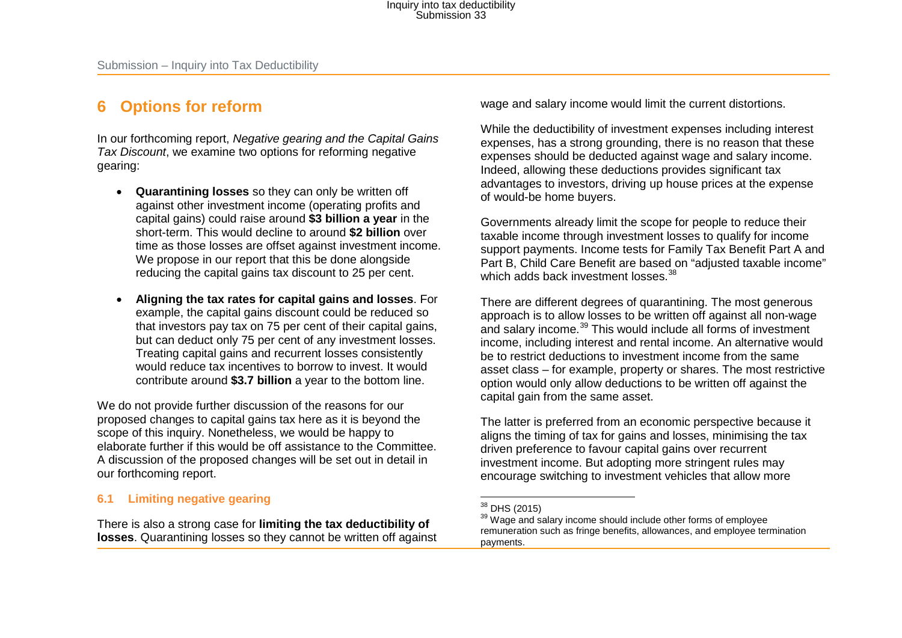# 6 Options for reform

In our forthcoming report, *Negative gearing and the Capital Gains Tax Discount*, we examine two options for reforming negative gearing:

- **Quarantining losses** so they can only be written off against other investment income (operating profits and capital gains) could raise around **$3 billion a year** in the short-term. This would decline to around **$2 billion** over time as those losses are offset against investment income. We propose in our report that this be done alongside reducing the capital gains tax discount to 25 per cent.

- **Aligning the tax rates for capital gains and losses**. For example, the capital gains discount could be reduced so that investors pay tax on 75 per cent of their capital gains, but can deduct only 75 per cent of any investment losses. Treating capital gains and recurrent losses consistently would reduce tax incentives to borrow to invest. It would contribute around **$3.7 billion** a year to the bottom line.

We do not provide further discussion of the reasons for our proposed changes to capital gains tax here as it is beyond the scope of this inquiry. Nonetheless, we would be happy to elaborate further if this would be off assistance to the Committee. A discussion of the proposed changes will be set out in detail in our forthcoming report.

## 6.1 Limiting negative gearing

There is also a strong case for **limiting the tax deductibility of losses**. Quarantining losses so they cannot be written off against wage and salary income would limit the current distortions.

While the deductibility of investment expenses including interest expenses, has a strong grounding, there is no reason that these expenses should be deducted against wage and salary income. Indeed, allowing these deductions provides significant tax advantages to investors, driving up house prices at the expense of would-be home buyers.

Governments already limit the scope for people to reduce their taxable income through investment losses to qualify for income support payments. Income tests for Family Tax Benefit Part A and Part B, Child Care Benefit are based on "adjusted taxable income" which adds back investment losses.[38]

There are different degrees of quarantining. The most generous approach is to allow losses to be written off against all non-wage and salary income.[39] This would include all forms of investment income, including interest and rental income. An alternative would be to restrict deductions to investment income from the same asset class – for example, property or shares. The most restrictive option would only allow deductions to be written off against the capital gain from the same asset.

The latter is preferred from an economic perspective because it aligns the timing of tax for gains and losses, minimising the tax driven preference to favour capital gains over recurrent investment income. But adopting more stringent rules may encourage switching to investment vehicles that allow more

[38] DHS (2015)

[39] Wage and salary income should include other forms of employee remuneration such as fringe benefits, allowances, and employee termination payments.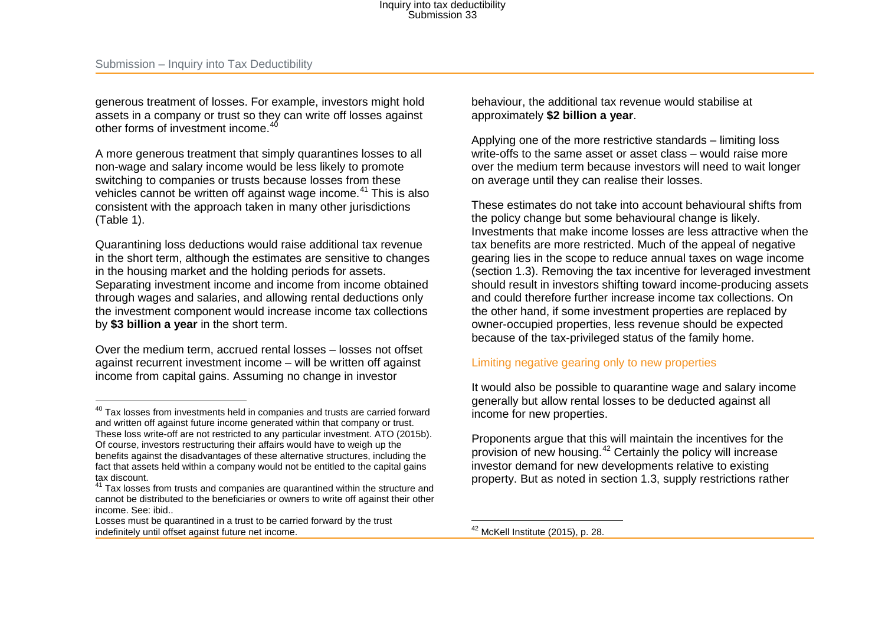generous treatment of losses. For example, investors might hold assets in a company or trust so they can write off losses against other forms of investment income.[40]

A more generous treatment that simply quarantines losses to all non-wage and salary income would be less likely to promote switching to companies or trusts because losses from these vehicles cannot be written off against wage income.[41] This is also consistent with the approach taken in many other jurisdictions (Table 1).

Quarantining loss deductions would raise additional tax revenue in the short term, although the estimates are sensitive to changes in the housing market and the holding periods for assets. Separating investment income and income from income obtained through wages and salaries, and allowing rental deductions only the investment component would increase income tax collections by **$3 billion a year** in the short term.

Over the medium term, accrued rental losses – losses not offset against recurrent investment income – will be written off against income from capital gains. Assuming no change in investor behaviour, the additional tax revenue would stabilise at approximately **$2 billion a year**.

Applying one of the more restrictive standards – limiting loss write-offs to the same asset or asset class – would raise more over the medium term because investors will need to wait longer on average until they can realise their losses.

These estimates do not take into account behavioural shifts from the policy change but some behavioural change is likely. Investments that make income losses are less attractive when the tax benefits are more restricted. Much of the appeal of negative gearing lies in the scope to reduce annual taxes on wage income (section 1.3). Removing the tax incentive for leveraged investment should result in investors shifting toward income-producing assets and could therefore further increase income tax collections. On the other hand, if some investment properties are replaced by owner-occupied properties, less revenue should be expected because of the tax-privileged status of the family home.

### Limiting negative gearing only to new properties

It would also be possible to quarantine wage and salary income generally but allow rental losses to be deducted against all income for new properties.

Proponents argue that this will maintain the incentives for the provision of new housing.[42] Certainly the policy will increase investor demand for new developments relative to existing property. But as noted in section 1.3, supply restrictions rather

---

[40] Tax losses from investments held in companies and trusts are carried forward and written off against future income generated within that company or trust. These loss write-off are not restricted to any particular investment. ATO (2015b). Of course, investors restructuring their affairs would have to weigh up the benefits against the disadvantages of these alternative structures, including the fact that assets held within a company would not be entitled to the capital gains tax discount.

[41] Tax losses from trusts and companies are quarantined within the structure and cannot be distributed to the beneficiaries or owners to write off against their other income. See: ibid..
Losses must be quarantined in a trust to be carried forward by the trust indefinitely until offset against future net income.

[42] McKell Institute (2015), p. 28.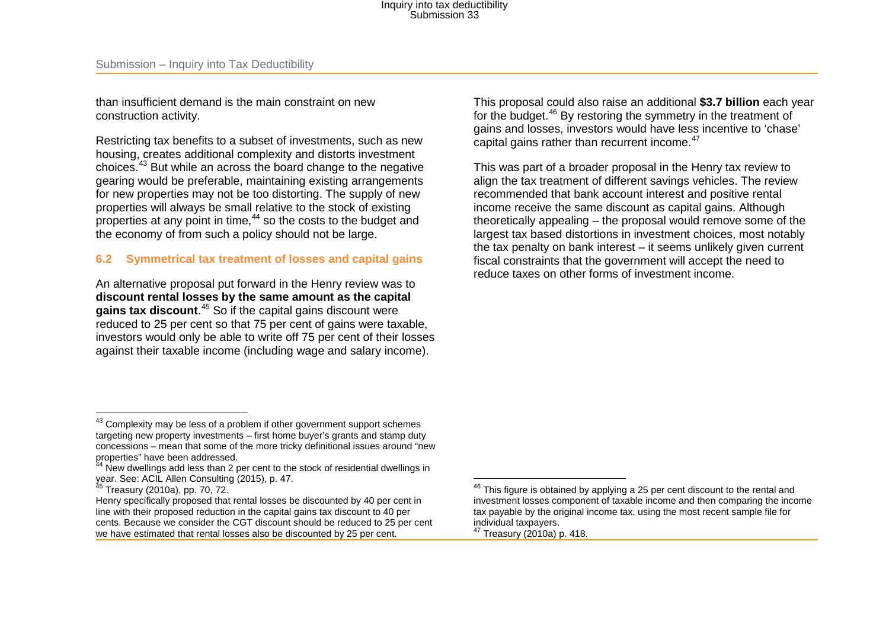than insufficient demand is the main constraint on new construction activity.

Restricting tax benefits to a subset of investments, such as new housing, creates additional complexity and distorts investment choices.[43] But while an across the board change to the negative gearing would be preferable, maintaining existing arrangements for new properties may not be too distorting. The supply of new properties will always be small relative to the stock of existing properties at any point in time,[44] so the costs to the budget and the economy of from such a policy should not be large.

### 6.2 Symmetrical tax treatment of losses and capital gains

An alternative proposal put forward in the Henry review was to **discount rental losses by the same amount as the capital gains tax discount**.[45] So if the capital gains discount were reduced to 25 per cent so that 75 per cent of gains were taxable, investors would only be able to write off 75 per cent of their losses against their taxable income (including wage and salary income).

This proposal could also raise an additional **$3.7 billion** each year for the budget.[46] By restoring the symmetry in the treatment of gains and losses, investors would have less incentive to 'chase' capital gains rather than recurrent income.[47]

This was part of a broader proposal in the Henry tax review to align the tax treatment of different savings vehicles. The review recommended that bank account interest and positive rental income receive the same discount as capital gains. Although theoretically appealing – the proposal would remove some of the largest tax based distortions in investment choices, most notably the tax penalty on bank interest – it seems unlikely given current fiscal constraints that the government will accept the need to reduce taxes on other forms of investment income.

---

[43] Complexity may be less of a problem if other government support schemes targeting new property investments – first home buyer's grants and stamp duty concessions – mean that some of the more tricky definitional issues around "new properties" have been addressed.

[44] New dwellings add less than 2 per cent to the stock of residential dwellings in year. See: ACIL Allen Consulting (2015), p. 47.

[45] Treasury (2010a), pp. 70, 72.
Henry specifically proposed that rental losses be discounted by 40 per cent in line with their proposed reduction in the capital gains tax discount to 40 per cents. Because we consider the CGT discount should be reduced to 25 per cent we have estimated that rental losses also be discounted by 25 per cent.

[46] This figure is obtained by applying a 25 per cent discount to the rental and investment losses component of taxable income and then comparing the income tax payable by the original income tax, using the most recent sample file for individual taxpayers.

[47] Treasury (2010a) p. 418.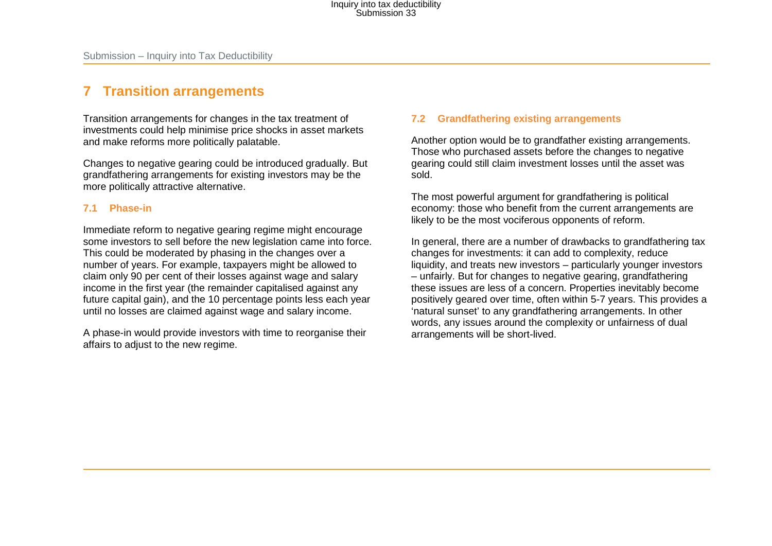## 7 Transition arrangements

Transition arrangements for changes in the tax treatment of investments could help minimise price shocks in asset markets and make reforms more politically palatable.

Changes to negative gearing could be introduced gradually. But grandfathering arrangements for existing investors may be the more politically attractive alternative.

### 7.1 Phase-in

Immediate reform to negative gearing regime might encourage some investors to sell before the new legislation came into force. This could be moderated by phasing in the changes over a number of years. For example, taxpayers might be allowed to claim only 90 per cent of their losses against wage and salary income in the first year (the remainder capitalised against any future capital gain), and the 10 percentage points less each year until no losses are claimed against wage and salary income.

A phase-in would provide investors with time to reorganise their affairs to adjust to the new regime.

### 7.2 Grandfathering existing arrangements

Another option would be to grandfather existing arrangements. Those who purchased assets before the changes to negative gearing could still claim investment losses until the asset was sold.

The most powerful argument for grandfathering is political economy: those who benefit from the current arrangements are likely to be the most vociferous opponents of reform.

In general, there are a number of drawbacks to grandfathering tax changes for investments: it can add to complexity, reduce liquidity, and treats new investors – particularly younger investors – unfairly. But for changes to negative gearing, grandfathering these issues are less of a concern. Properties inevitably become positively geared over time, often within 5-7 years. This provides a 'natural sunset' to any grandfathering arrangements. In other words, any issues around the complexity or unfairness of dual arrangements will be short-lived.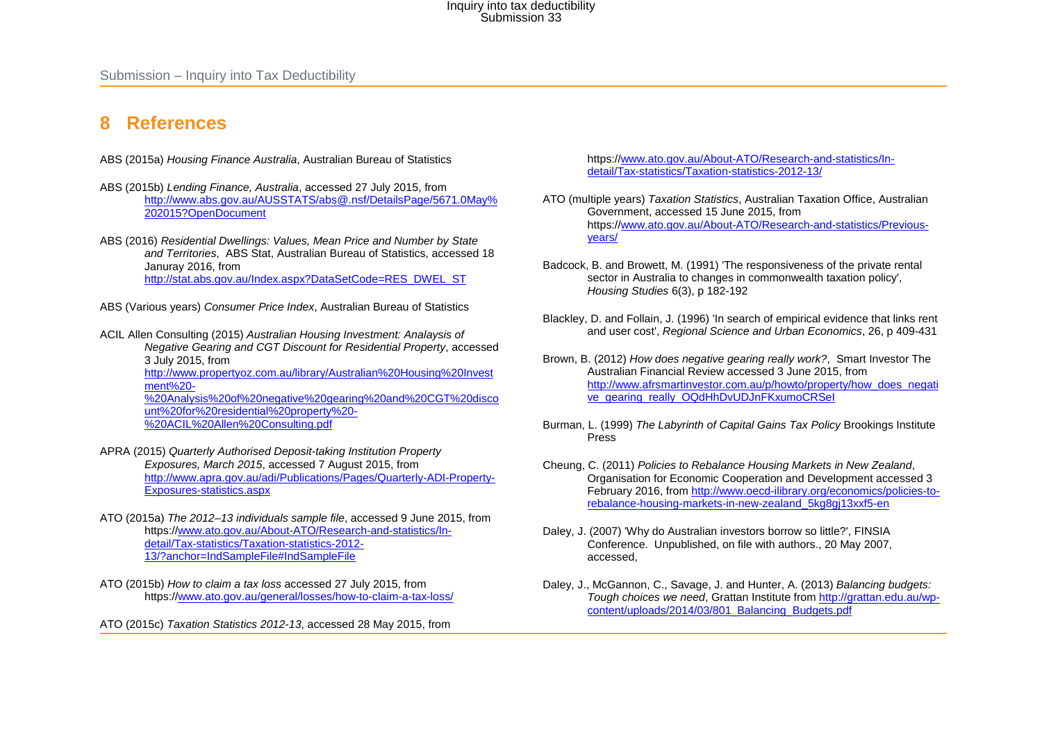# 8 References

ABS (2015a) *Housing Finance Australia*, Australian Bureau of Statistics

ABS (2015b) *Lending Finance, Australia*, accessed 27 July 2015, from http://www.abs.gov.au/AUSSTATS/abs@.nsf/DetailsPage/5671.0May%202015?OpenDocument

ABS (2016) *Residential Dwellings: Values, Mean Price and Number by State and Territories*, ABS Stat, Australian Bureau of Statistics, accessed 18 Januray 2016, from http://stat.abs.gov.au/Index.aspx?DataSetCode=RES_DWEL_ST

ABS (Various years) *Consumer Price Index*, Australian Bureau of Statistics

ACIL Allen Consulting (2015) *Australian Housing Investment: Analaysis of Negative Gearing and CGT Discount for Residential Property*, accessed 3 July 2015, from http://www.propertyoz.com.au/library/Australian%20Housing%20Investment%20-%20Analysis%20of%20negative%20gearing%20and%20CGT%20discount%20for%20residential%20property%20-%20ACIL%20Allen%20Consulting.pdf

APRA (2015) *Quarterly Authorised Deposit-taking Institution Property Exposures, March 2015*, accessed 7 August 2015, from http://www.apra.gov.au/adi/Publications/Pages/Quarterly-ADI-Property-Exposures-statistics.aspx

ATO (2015a) *The 2012–13 individuals sample file*, accessed 9 June 2015, from https://www.ato.gov.au/About-ATO/Research-and-statistics/In-detail/Tax-statistics/Taxation-statistics-2012-13/?anchor=IndSampleFile#IndSampleFile

ATO (2015b) *How to claim a tax loss* accessed 27 July 2015, from https://www.ato.gov.au/general/losses/how-to-claim-a-tax-loss/

ATO (2015c) *Taxation Statistics 2012-13*, accessed 28 May 2015, from https://www.ato.gov.au/About-ATO/Research-and-statistics/In-detail/Tax-statistics/Taxation-statistics-2012-13/

ATO (multiple years) *Taxation Statistics*, Australian Taxation Office, Australian Government, accessed 15 June 2015, from https://www.ato.gov.au/About-ATO/Research-and-statistics/Previous-years/

Badcock, B. and Browett, M. (1991) 'The responsiveness of the private rental sector in Australia to changes in commonwealth taxation policy', *Housing Studies* 6(3), p 182-192

Blackley, D. and Follain, J. (1996) 'In search of empirical evidence that links rent and user cost', *Regional Science and Urban Economics*, 26, p 409-431

Brown, B. (2012) *How does negative gearing really work?*, Smart Investor The Australian Financial Review accessed 3 June 2015, from http://www.afrsmartinvestor.com.au/p/howto/property/how_does_negative_gearing_really_OQdHhDvUDJnFKxumoCRSeI

Burman, L. (1999) *The Labyrinth of Capital Gains Tax Policy* Brookings Institute Press

Cheung, C. (2011) *Policies to Rebalance Housing Markets in New Zealand*, Organisation for Economic Cooperation and Development accessed 3 February 2016, from http://www.oecd-ilibrary.org/economics/policies-to-rebalance-housing-markets-in-new-zealand_5kg8gj13xxf5-en

Daley, J. (2007) 'Why do Australian investors borrow so little?', FINSIA Conference. Unpublished, on file with authors., 20 May 2007, accessed,

Daley, J., McGannon, C., Savage, J. and Hunter, A. (2013) *Balancing budgets: Tough choices we need*, Grattan Institute from http://grattan.edu.au/wp-content/uploads/2014/03/801_Balancing_Budgets.pdf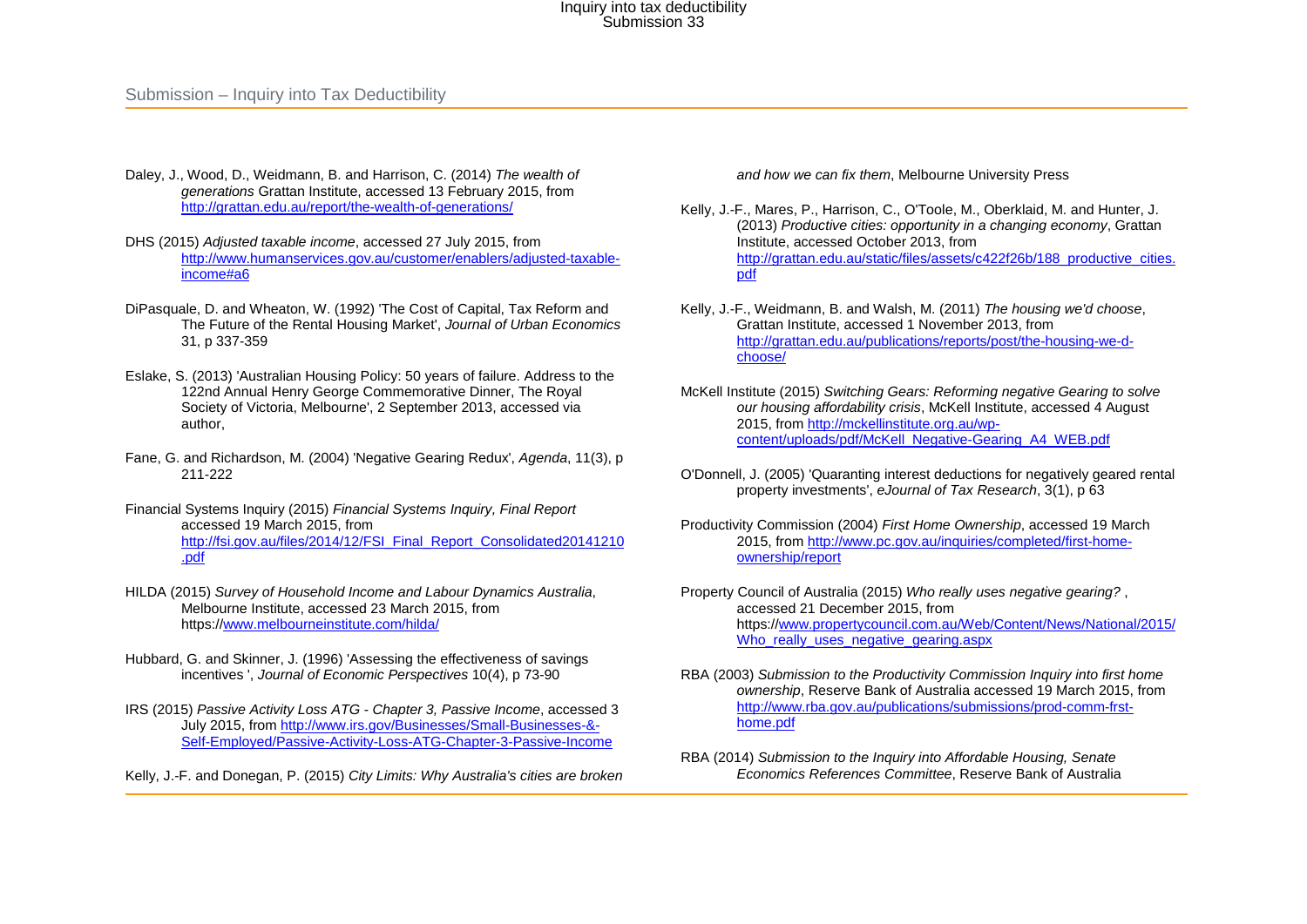Daley, J., Wood, D., Weidmann, B. and Harrison, C. (2014) *The wealth of generations* Grattan Institute, accessed 13 February 2015, from http://grattan.edu.au/report/the-wealth-of-generations/

DHS (2015) *Adjusted taxable income*, accessed 27 July 2015, from http://www.humanservices.gov.au/customer/enablers/adjusted-taxable-income#a6

DiPasquale, D. and Wheaton, W. (1992) 'The Cost of Capital, Tax Reform and The Future of the Rental Housing Market', *Journal of Urban Economics* 31, p 337-359

Eslake, S. (2013) 'Australian Housing Policy: 50 years of failure. Address to the 122nd Annual Henry George Commemorative Dinner, The Royal Society of Victoria, Melbourne', 2 September 2013, accessed via author,

Fane, G. and Richardson, M. (2004) 'Negative Gearing Redux', *Agenda*, 11(3), p 211-222

Financial Systems Inquiry (2015) *Financial Systems Inquiry, Final Report* accessed 19 March 2015, from http://fsi.gov.au/files/2014/12/FSI_Final_Report_Consolidated20141210.pdf

HILDA (2015) *Survey of Household Income and Labour Dynamics Australia*, Melbourne Institute, accessed 23 March 2015, from https://www.melbourneinstitute.com/hilda/

Hubbard, G. and Skinner, J. (1996) 'Assessing the effectiveness of savings incentives ', *Journal of Economic Perspectives* 10(4), p 73-90

IRS (2015) *Passive Activity Loss ATG - Chapter 3, Passive Income*, accessed 3 July 2015, from http://www.irs.gov/Businesses/Small-Businesses-&-Self-Employed/Passive-Activity-Loss-ATG-Chapter-3-Passive-Income

Kelly, J.-F. and Donegan, P. (2015) *City Limits: Why Australia's cities are broken and how we can fix them*, Melbourne University Press

Kelly, J.-F., Mares, P., Harrison, C., O'Toole, M., Oberklaid, M. and Hunter, J. (2013) *Productive cities: opportunity in a changing economy*, Grattan Institute, accessed October 2013, from http://grattan.edu.au/static/files/assets/c422f26b/188_productive_cities.pdf

Kelly, J.-F., Weidmann, B. and Walsh, M. (2011) *The housing we'd choose*, Grattan Institute, accessed 1 November 2013, from http://grattan.edu.au/publications/reports/post/the-housing-we-d-choose/

McKell Institute (2015) *Switching Gears: Reforming negative Gearing to solve our housing affordability crisis*, McKell Institute, accessed 4 August 2015, from http://mckellinstitute.org.au/wp-content/uploads/pdf/McKell_Negative-Gearing_A4_WEB.pdf

O'Donnell, J. (2005) 'Quaranting interest deductions for negatively geared rental property investments', *eJournal of Tax Research*, 3(1), p 63

Productivity Commission (2004) *First Home Ownership*, accessed 19 March 2015, from http://www.pc.gov.au/inquiries/completed/first-home-ownership/report

Property Council of Australia (2015) *Who really uses negative gearing?* , accessed 21 December 2015, from https://www.propertycouncil.com.au/Web/Content/News/National/2015/Who_really_uses_negative_gearing.aspx

RBA (2003) *Submission to the Productivity Commission Inquiry into first home ownership*, Reserve Bank of Australia accessed 19 March 2015, from http://www.rba.gov.au/publications/submissions/prod-comm-frst-home.pdf

RBA (2014) *Submission to the Inquiry into Affordable Housing, Senate Economics References Committee*, Reserve Bank of Australia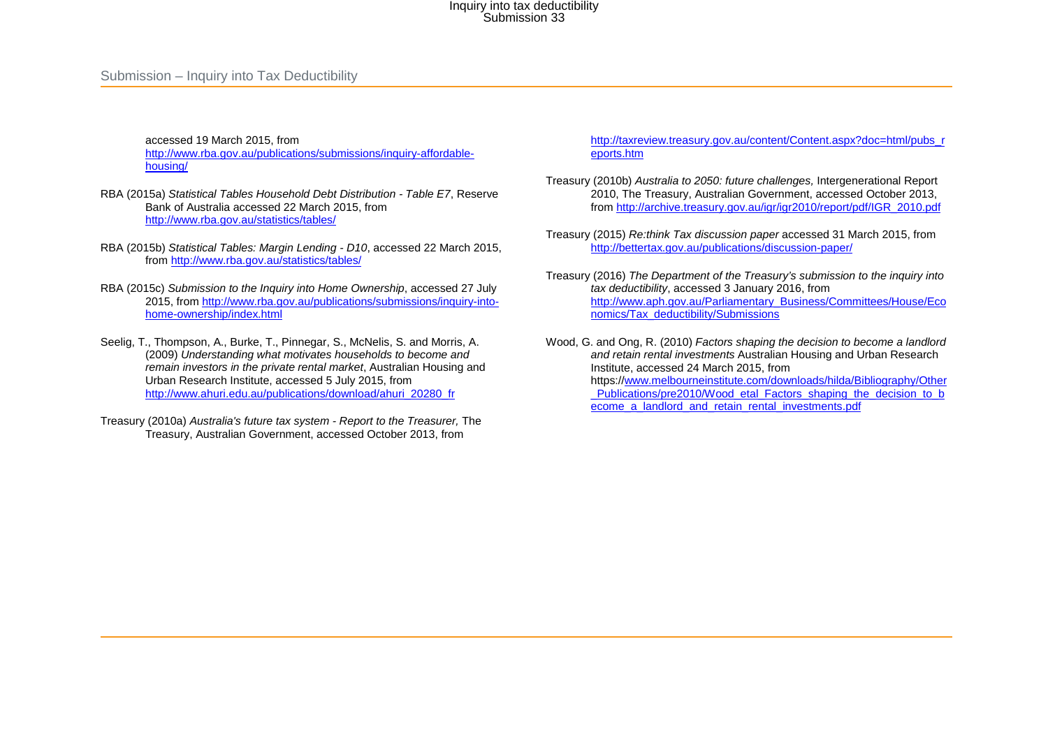accessed 19 March 2015, from http://www.rba.gov.au/publications/submissions/inquiry-affordable-housing/

RBA (2015a) *Statistical Tables Household Debt Distribution - Table E7*, Reserve Bank of Australia accessed 22 March 2015, from http://www.rba.gov.au/statistics/tables/

RBA (2015b) *Statistical Tables: Margin Lending - D10*, accessed 22 March 2015, from http://www.rba.gov.au/statistics/tables/

RBA (2015c) *Submission to the Inquiry into Home Ownership*, accessed 27 July 2015, from http://www.rba.gov.au/publications/submissions/inquiry-into-home-ownership/index.html

Seelig, T., Thompson, A., Burke, T., Pinnegar, S., McNelis, S. and Morris, A. (2009) *Understanding what motivates households to become and remain investors in the private rental market*, Australian Housing and Urban Research Institute, accessed 5 July 2015, from http://www.ahuri.edu.au/publications/download/ahuri_20280_fr

Treasury (2010a) *Australia's future tax system - Report to the Treasurer,* The Treasury, Australian Government, accessed October 2013, from http://taxreview.treasury.gov.au/content/Content.aspx?doc=html/pubs_reports.htm

Treasury (2010b) *Australia to 2050: future challenges,* Intergenerational Report 2010, The Treasury, Australian Government, accessed October 2013, from http://archive.treasury.gov.au/igr/igr2010/report/pdf/IGR_2010.pdf

Treasury (2015) *Re:think Tax discussion paper* accessed 31 March 2015, from http://bettertax.gov.au/publications/discussion-paper/

Treasury (2016) *The Department of the Treasury's submission to the inquiry into tax deductibility*, accessed 3 January 2016, from http://www.aph.gov.au/Parliamentary_Business/Committees/House/Economics/Tax_deductibility/Submissions

Wood, G. and Ong, R. (2010) *Factors shaping the decision to become a landlord and retain rental investments* Australian Housing and Urban Research Institute, accessed 24 March 2015, from https://www.melbourneinstitute.com/downloads/hilda/Bibliography/Other_Publications/pre2010/Wood_etal_Factors_shaping_the_decision_to_become_a_landlord_and_retain_rental_investments.pdf